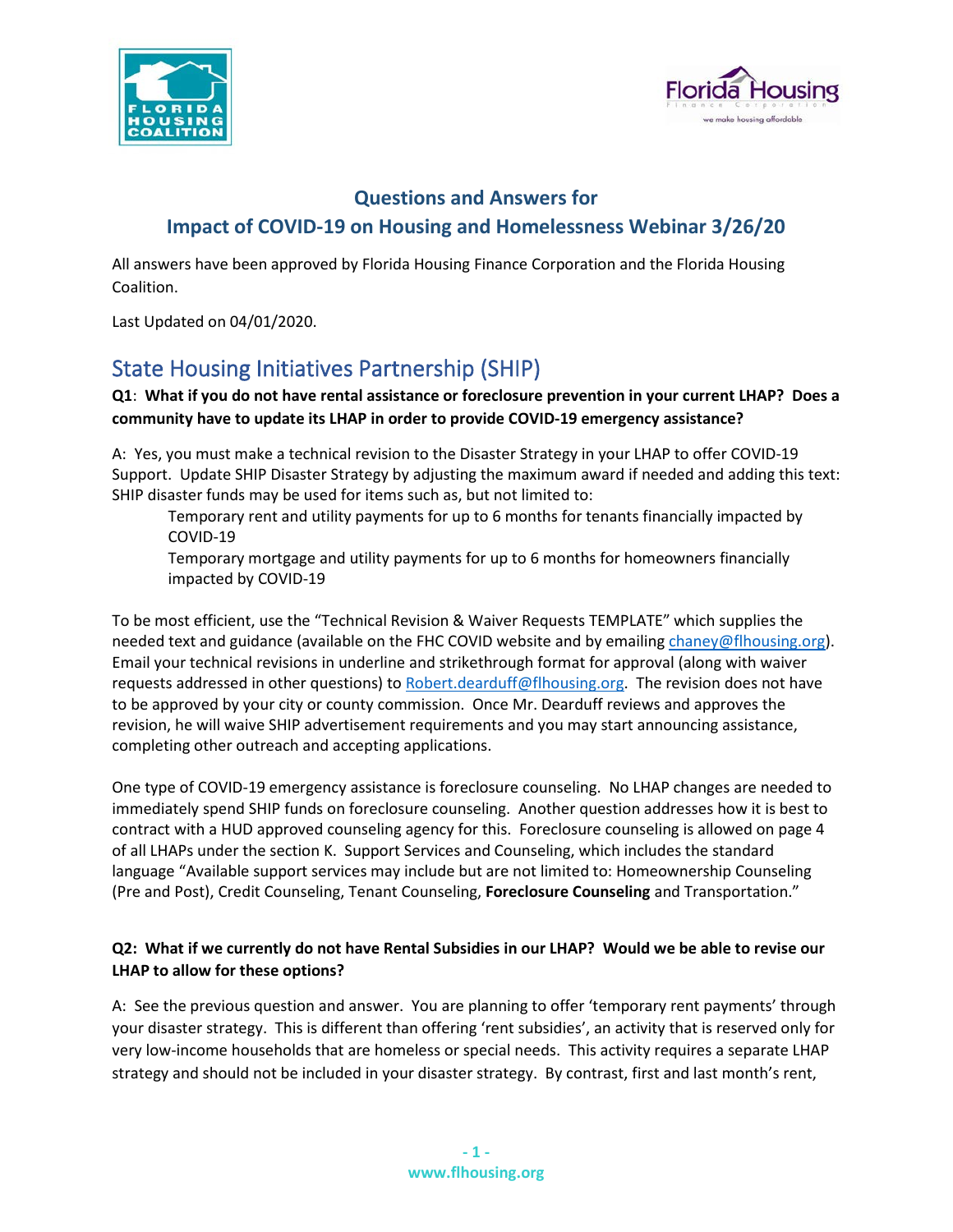## Questions and Answers for
## Impact of COVID-19 on Housing and Homelessness Webinar 3/26/20

All answers have been approved by Florida Housing Finance Corporation and the Florida Housing Coalition.

Last Updated on 04/01/2020.

# State Housing Initiatives Partnership (SHIP)

**Q1**: **What if you do not have rental assistance or foreclosure prevention in your current LHAP? Does a community have to update its LHAP in order to provide COVID-19 emergency assistance?**

A: Yes, you must make a technical revision to the Disaster Strategy in your LHAP to offer COVID-19 Support. Update SHIP Disaster Strategy by adjusting the maximum award if needed and adding this text: SHIP disaster funds may be used for items such as, but not limited to:

> Temporary rent and utility payments for up to 6 months for tenants financially impacted by COVID-19
>
> Temporary mortgage and utility payments for up to 6 months for homeowners financially impacted by COVID-19

To be most efficient, use the "Technical Revision & Waiver Requests TEMPLATE" which supplies the needed text and guidance (available on the FHC COVID website and by emailing chaney@flhousing.org). Email your technical revisions in underline and strikethrough format for approval (along with waiver requests addressed in other questions) to Robert.dearduff@flhousing.org. The revision does not have to be approved by your city or county commission. Once Mr. Dearduff reviews and approves the revision, he will waive SHIP advertisement requirements and you may start announcing assistance, completing other outreach and accepting applications.

One type of COVID-19 emergency assistance is foreclosure counseling. No LHAP changes are needed to immediately spend SHIP funds on foreclosure counseling. Another question addresses how it is best to contract with a HUD approved counseling agency for this. Foreclosure counseling is allowed on page 4 of all LHAPs under the section K. Support Services and Counseling, which includes the standard language "Available support services may include but are not limited to: Homeownership Counseling (Pre and Post), Credit Counseling, Tenant Counseling, **Foreclosure Counseling** and Transportation."

**Q2: What if we currently do not have Rental Subsidies in our LHAP? Would we be able to revise our LHAP to allow for these options?**

A: See the previous question and answer. You are planning to offer 'temporary rent payments' through your disaster strategy. This is different than offering 'rent subsidies', an activity that is reserved only for very low-income households that are homeless or special needs. This activity requires a separate LHAP strategy and should not be included in your disaster strategy. By contrast, first and last month's rent,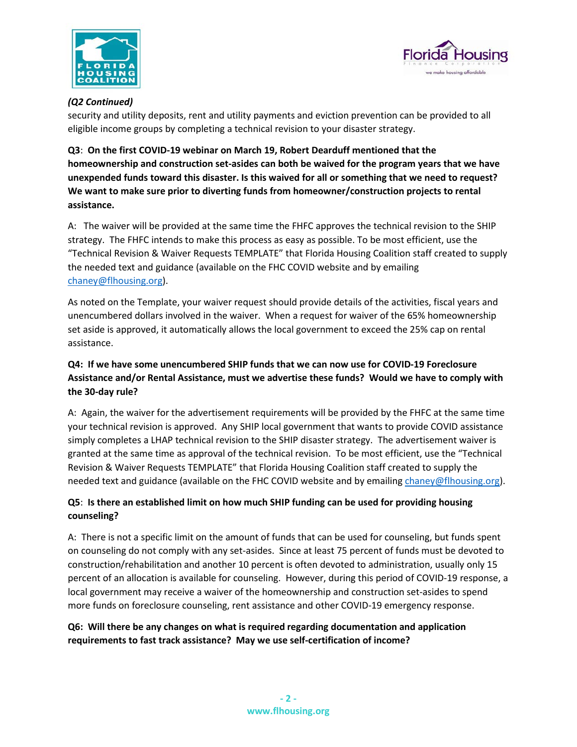*(Q2 Continued)*

security and utility deposits, rent and utility payments and eviction prevention can be provided to all eligible income groups by completing a technical revision to your disaster strategy.

**Q3**: **On the first COVID-19 webinar on March 19, Robert Dearduff mentioned that the homeownership and construction set-asides can both be waived for the program years that we have unexpended funds toward this disaster. Is this waived for all or something that we need to request? We want to make sure prior to diverting funds from homeowner/construction projects to rental assistance.**

A: The waiver will be provided at the same time the FHFC approves the technical revision to the SHIP strategy. The FHFC intends to make this process as easy as possible. To be most efficient, use the "Technical Revision & Waiver Requests TEMPLATE" that Florida Housing Coalition staff created to supply the needed text and guidance (available on the FHC COVID website and by emailing chaney@flhousing.org).

As noted on the Template, your waiver request should provide details of the activities, fiscal years and unencumbered dollars involved in the waiver. When a request for waiver of the 65% homeownership set aside is approved, it automatically allows the local government to exceed the 25% cap on rental assistance.

**Q4: If we have some unencumbered SHIP funds that we can now use for COVID-19 Foreclosure Assistance and/or Rental Assistance, must we advertise these funds? Would we have to comply with the 30-day rule?**

A: Again, the waiver for the advertisement requirements will be provided by the FHFC at the same time your technical revision is approved. Any SHIP local government that wants to provide COVID assistance simply completes a LHAP technical revision to the SHIP disaster strategy. The advertisement waiver is granted at the same time as approval of the technical revision. To be most efficient, use the "Technical Revision & Waiver Requests TEMPLATE" that Florida Housing Coalition staff created to supply the needed text and guidance (available on the FHC COVID website and by emailing chaney@flhousing.org).

**Q5**: **Is there an established limit on how much SHIP funding can be used for providing housing counseling?**

A: There is not a specific limit on the amount of funds that can be used for counseling, but funds spent on counseling do not comply with any set-asides. Since at least 75 percent of funds must be devoted to construction/rehabilitation and another 10 percent is often devoted to administration, usually only 15 percent of an allocation is available for counseling. However, during this period of COVID-19 response, a local government may receive a waiver of the homeownership and construction set-asides to spend more funds on foreclosure counseling, rent assistance and other COVID-19 emergency response.

**Q6: Will there be any changes on what is required regarding documentation and application requirements to fast track assistance? May we use self-certification of income?**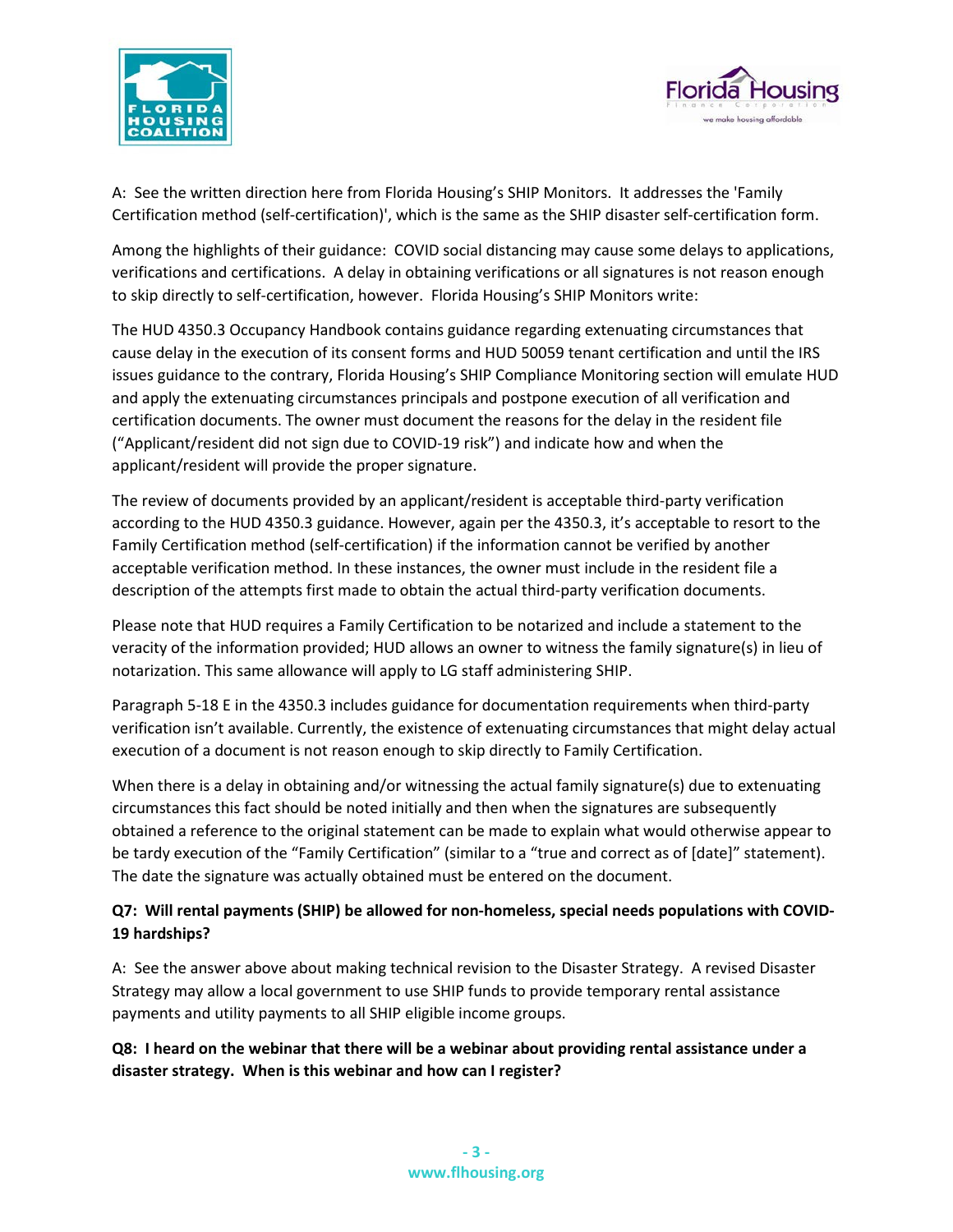A: See the written direction here from Florida Housing's SHIP Monitors. It addresses the 'Family Certification method (self-certification)', which is the same as the SHIP disaster self-certification form.

Among the highlights of their guidance: COVID social distancing may cause some delays to applications, verifications and certifications. A delay in obtaining verifications or all signatures is not reason enough to skip directly to self-certification, however. Florida Housing's SHIP Monitors write:

The HUD 4350.3 Occupancy Handbook contains guidance regarding extenuating circumstances that cause delay in the execution of its consent forms and HUD 50059 tenant certification and until the IRS issues guidance to the contrary, Florida Housing's SHIP Compliance Monitoring section will emulate HUD and apply the extenuating circumstances principals and postpone execution of all verification and certification documents. The owner must document the reasons for the delay in the resident file ("Applicant/resident did not sign due to COVID-19 risk") and indicate how and when the applicant/resident will provide the proper signature.

The review of documents provided by an applicant/resident is acceptable third-party verification according to the HUD 4350.3 guidance. However, again per the 4350.3, it's acceptable to resort to the Family Certification method (self-certification) if the information cannot be verified by another acceptable verification method. In these instances, the owner must include in the resident file a description of the attempts first made to obtain the actual third-party verification documents.

Please note that HUD requires a Family Certification to be notarized and include a statement to the veracity of the information provided; HUD allows an owner to witness the family signature(s) in lieu of notarization. This same allowance will apply to LG staff administering SHIP.

Paragraph 5-18 E in the 4350.3 includes guidance for documentation requirements when third-party verification isn't available. Currently, the existence of extenuating circumstances that might delay actual execution of a document is not reason enough to skip directly to Family Certification.

When there is a delay in obtaining and/or witnessing the actual family signature(s) due to extenuating circumstances this fact should be noted initially and then when the signatures are subsequently obtained a reference to the original statement can be made to explain what would otherwise appear to be tardy execution of the "Family Certification" (similar to a "true and correct as of [date]" statement). The date the signature was actually obtained must be entered on the document.

**Q7: Will rental payments (SHIP) be allowed for non-homeless, special needs populations with COVID-19 hardships?**

A: See the answer above about making technical revision to the Disaster Strategy. A revised Disaster Strategy may allow a local government to use SHIP funds to provide temporary rental assistance payments and utility payments to all SHIP eligible income groups.

**Q8: I heard on the webinar that there will be a webinar about providing rental assistance under a disaster strategy. When is this webinar and how can I register?**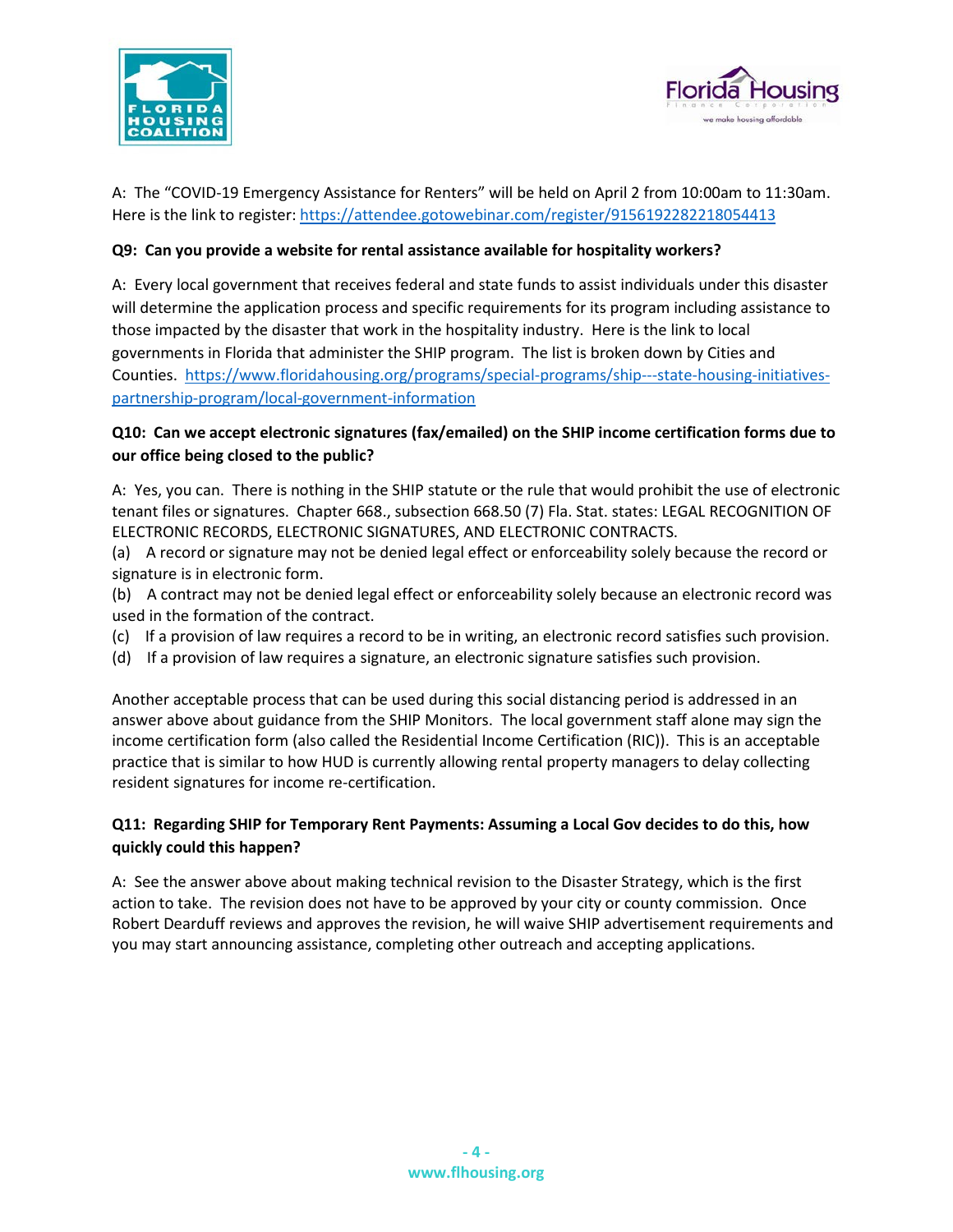A: The "COVID-19 Emergency Assistance for Renters" will be held on April 2 from 10:00am to 11:30am. Here is the link to register: https://attendee.gotowebinar.com/register/9156192282218054413

**Q9: Can you provide a website for rental assistance available for hospitality workers?**

A: Every local government that receives federal and state funds to assist individuals under this disaster will determine the application process and specific requirements for its program including assistance to those impacted by the disaster that work in the hospitality industry. Here is the link to local governments in Florida that administer the SHIP program. The list is broken down by Cities and Counties. https://www.floridahousing.org/programs/special-programs/ship---state-housing-initiatives-partnership-program/local-government-information

**Q10: Can we accept electronic signatures (fax/emailed) on the SHIP income certification forms due to our office being closed to the public?**

A: Yes, you can. There is nothing in the SHIP statute or the rule that would prohibit the use of electronic tenant files or signatures. Chapter 668., subsection 668.50 (7) Fla. Stat. states: LEGAL RECOGNITION OF ELECTRONIC RECORDS, ELECTRONIC SIGNATURES, AND ELECTRONIC CONTRACTS.

(a) A record or signature may not be denied legal effect or enforceability solely because the record or signature is in electronic form.

(b) A contract may not be denied legal effect or enforceability solely because an electronic record was used in the formation of the contract.

(c) If a provision of law requires a record to be in writing, an electronic record satisfies such provision.

(d) If a provision of law requires a signature, an electronic signature satisfies such provision.

Another acceptable process that can be used during this social distancing period is addressed in an answer above about guidance from the SHIP Monitors. The local government staff alone may sign the income certification form (also called the Residential Income Certification (RIC)). This is an acceptable practice that is similar to how HUD is currently allowing rental property managers to delay collecting resident signatures for income re-certification.

**Q11: Regarding SHIP for Temporary Rent Payments: Assuming a Local Gov decides to do this, how quickly could this happen?**

A: See the answer above about making technical revision to the Disaster Strategy, which is the first action to take. The revision does not have to be approved by your city or county commission. Once Robert Dearduff reviews and approves the revision, he will waive SHIP advertisement requirements and you may start announcing assistance, completing other outreach and accepting applications.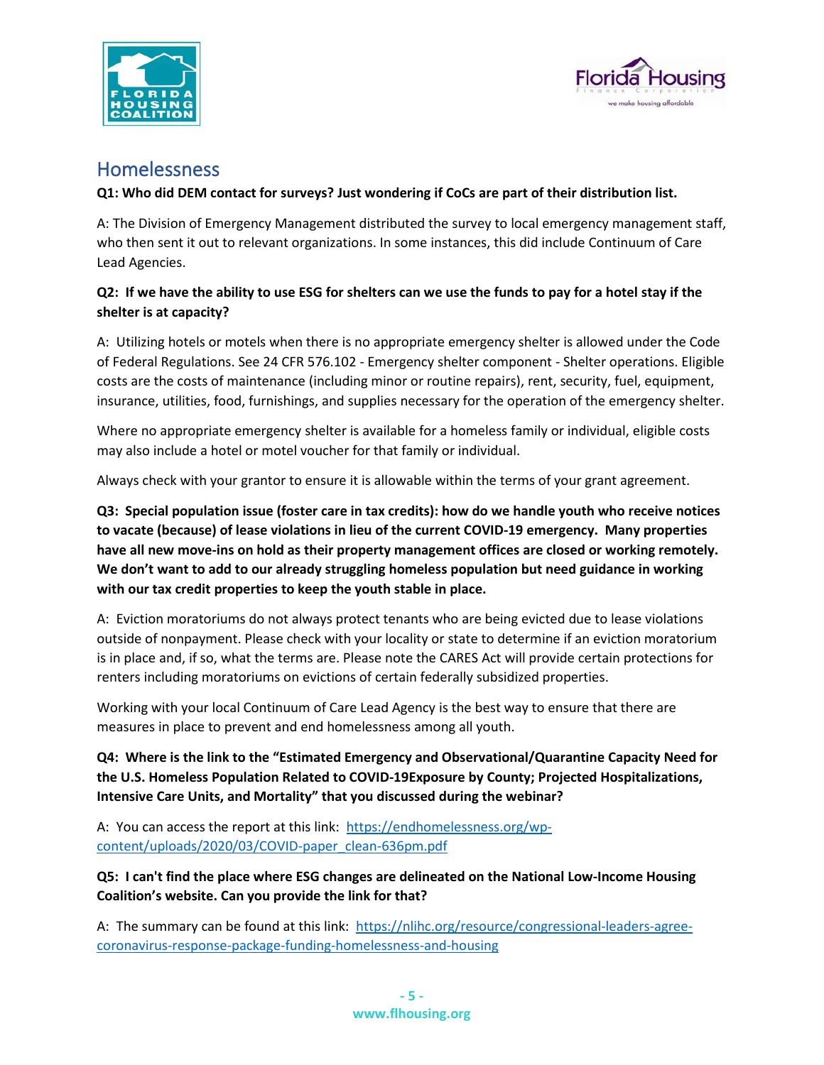## Homelessness

**Q1: Who did DEM contact for surveys? Just wondering if CoCs are part of their distribution list.**

A: The Division of Emergency Management distributed the survey to local emergency management staff, who then sent it out to relevant organizations. In some instances, this did include Continuum of Care Lead Agencies.

**Q2: If we have the ability to use ESG for shelters can we use the funds to pay for a hotel stay if the shelter is at capacity?**

A: Utilizing hotels or motels when there is no appropriate emergency shelter is allowed under the Code of Federal Regulations. See 24 CFR 576.102 - Emergency shelter component - Shelter operations. Eligible costs are the costs of maintenance (including minor or routine repairs), rent, security, fuel, equipment, insurance, utilities, food, furnishings, and supplies necessary for the operation of the emergency shelter.

Where no appropriate emergency shelter is available for a homeless family or individual, eligible costs may also include a hotel or motel voucher for that family or individual.

Always check with your grantor to ensure it is allowable within the terms of your grant agreement.

**Q3: Special population issue (foster care in tax credits): how do we handle youth who receive notices to vacate (because) of lease violations in lieu of the current COVID-19 emergency. Many properties have all new move-ins on hold as their property management offices are closed or working remotely. We don't want to add to our already struggling homeless population but need guidance in working with our tax credit properties to keep the youth stable in place.**

A: Eviction moratoriums do not always protect tenants who are being evicted due to lease violations outside of nonpayment. Please check with your locality or state to determine if an eviction moratorium is in place and, if so, what the terms are. Please note the CARES Act will provide certain protections for renters including moratoriums on evictions of certain federally subsidized properties.

Working with your local Continuum of Care Lead Agency is the best way to ensure that there are measures in place to prevent and end homelessness among all youth.

**Q4: Where is the link to the "Estimated Emergency and Observational/Quarantine Capacity Need for the U.S. Homeless Population Related to COVID-19Exposure by County; Projected Hospitalizations, Intensive Care Units, and Mortality" that you discussed during the webinar?**

A: You can access the report at this link: [https://endhomelessness.org/wp-content/uploads/2020/03/COVID-paper_clean-636pm.pdf](https://endhomelessness.org/wp-content/uploads/2020/03/COVID-paper_clean-636pm.pdf)

**Q5: I can't find the place where ESG changes are delineated on the National Low-Income Housing Coalition's website. Can you provide the link for that?**

A: The summary can be found at this link: [https://nlihc.org/resource/congressional-leaders-agree-coronavirus-response-package-funding-homelessness-and-housing](https://nlihc.org/resource/congressional-leaders-agree-coronavirus-response-package-funding-homelessness-and-housing)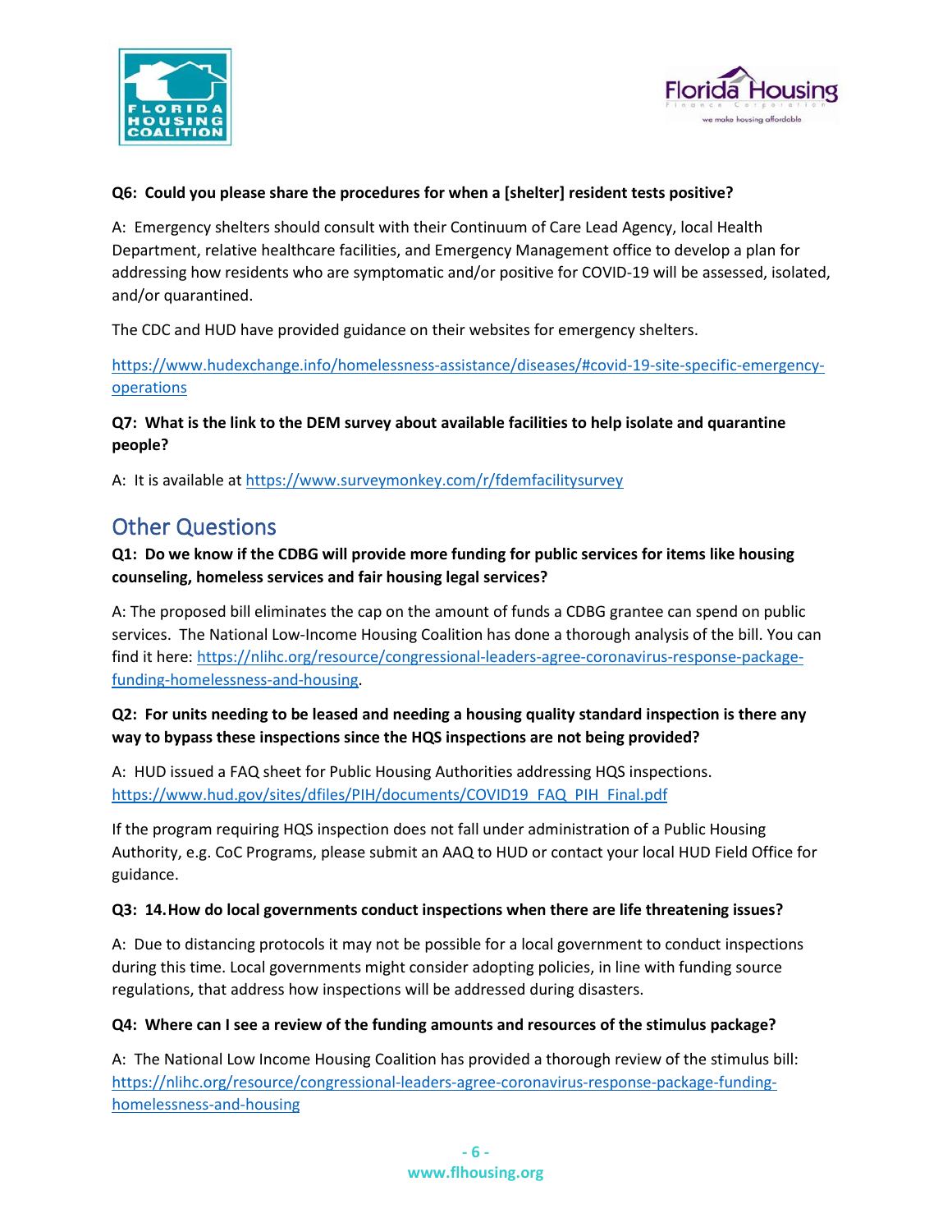**Q6: Could you please share the procedures for when a [shelter] resident tests positive?**

A: Emergency shelters should consult with their Continuum of Care Lead Agency, local Health Department, relative healthcare facilities, and Emergency Management office to develop a plan for addressing how residents who are symptomatic and/or positive for COVID-19 will be assessed, isolated, and/or quarantined.

The CDC and HUD have provided guidance on their websites for emergency shelters.

https://www.hudexchange.info/homelessness-assistance/diseases/#covid-19-site-specific-emergency-operations

**Q7: What is the link to the DEM survey about available facilities to help isolate and quarantine people?**

A: It is available at https://www.surveymonkey.com/r/fdemfacilitysurvey

## Other Questions

**Q1: Do we know if the CDBG will provide more funding for public services for items like housing counseling, homeless services and fair housing legal services?**

A: The proposed bill eliminates the cap on the amount of funds a CDBG grantee can spend on public services. The National Low-Income Housing Coalition has done a thorough analysis of the bill. You can find it here: https://nlihc.org/resource/congressional-leaders-agree-coronavirus-response-package-funding-homelessness-and-housing.

**Q2: For units needing to be leased and needing a housing quality standard inspection is there any way to bypass these inspections since the HQS inspections are not being provided?**

A: HUD issued a FAQ sheet for Public Housing Authorities addressing HQS inspections. https://www.hud.gov/sites/dfiles/PIH/documents/COVID19_FAQ_PIH_Final.pdf

If the program requiring HQS inspection does not fall under administration of a Public Housing Authority, e.g. CoC Programs, please submit an AAQ to HUD or contact your local HUD Field Office for guidance.

**Q3: 14. How do local governments conduct inspections when there are life threatening issues?**

A: Due to distancing protocols it may not be possible for a local government to conduct inspections during this time. Local governments might consider adopting policies, in line with funding source regulations, that address how inspections will be addressed during disasters.

**Q4: Where can I see a review of the funding amounts and resources of the stimulus package?**

A: The National Low Income Housing Coalition has provided a thorough review of the stimulus bill: https://nlihc.org/resource/congressional-leaders-agree-coronavirus-response-package-funding-homelessness-and-housing